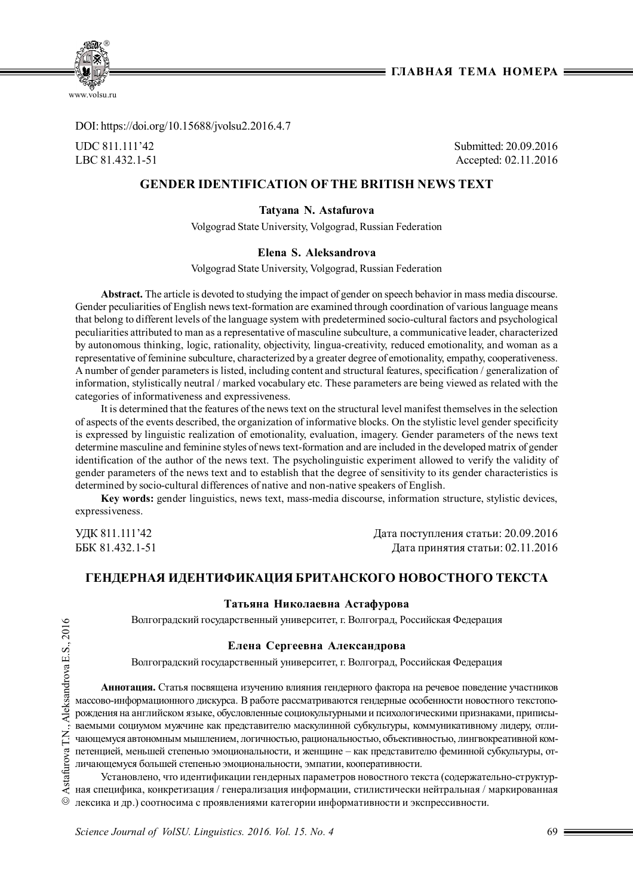DOI: https://doi.org/10.15688/jvolsu2.2016.4.7

UDC 811.111'42 Submitted: 20.09.2016
LBC 81.432.1-51 Accepted: 02.11.2016

# GENDER IDENTIFICATION OF THE BRITISH NEWS TEXT

**Tatyana N. Astafurova**

Volgograd State University, Volgograd, Russian Federation

**Elena S. Aleksandrova**

Volgograd State University, Volgograd, Russian Federation

**Abstract.** The article is devoted to studying the impact of gender on speech behavior in mass media discourse. Gender peculiarities of English news text-formation are examined through coordination of various language means that belong to different levels of the language system with predetermined socio-cultural factors and psychological peculiarities attributed to man as a representative of masculine subculture, a communicative leader, characterized by autonomous thinking, logic, rationality, objectivity, lingua-creativity, reduced emotionality, and woman as a representative of feminine subculture, characterized by a greater degree of emotionality, empathy, cooperativeness. A number of gender parameters is listed, including content and structural features, specification / generalization of information, stylistically neutral / marked vocabulary etc. These parameters are being viewed as related with the categories of informativeness and expressiveness.

It is determined that the features of the news text on the structural level manifest themselves in the selection of aspects of the events described, the organization of informative blocks. On the stylistic level gender specificity is expressed by linguistic realization of emotionality, evaluation, imagery. Gender parameters of the news text determine masculine and feminine styles of news text-formation and are included in the developed matrix of gender identification of the author of the news text. The psycholinguistic experiment allowed to verify the validity of gender parameters of the news text and to establish that the degree of sensitivity to its gender characteristics is determined by socio-cultural differences of native and non-native speakers of English.

**Key words:** gender linguistics, news text, mass-media discourse, information structure, stylistic devices, expressiveness.

УДК 811.111'42 Дата поступления статьи: 20.09.2016
ББК 81.432.1-51 Дата принятия статьи: 02.11.2016

# ГЕНДЕРНАЯ ИДЕНТИФИКАЦИЯ БРИТАНСКОГО НОВОСТНОГО ТЕКСТА

**Татьяна Николаевна Астафурова**

Волгоградский государственный университет, г. Волгоград, Российская Федерация

**Елена Сергеевна Александрова**

Волгоградский государственный университет, г. Волгоград, Российская Федерация

**Аннотация.** Статья посвящена изучению влияния гендерного фактора на речевое поведение участников массово-информационного дискурса. В работе рассматриваются гендерные особенности новостного текстопорождения на английском языке, обусловленные социокультурными и психологическими признаками, приписываемыми социумом мужчине как представителю маскулинной субкультуры, коммуникативному лидеру, отличающемуся автономным мышлением, логичностью, рациональностью, объективностью, лингвокреативной компетенцией, меньшей степенью эмоциональности, и женщине – как представителю феминной субкультуры, отличающемуся большей степенью эмоциональности, эмпатии, кооперативности.

Установлено, что идентификации гендерных параметров новостного текста (содержательно-структурная специфика, конкретизация / генерализация информации, стилистически нейтральная / маркированная лексика и др.) соотносима с проявлениями категории информативности и экспрессивности.

© Astafurova T.N., Aleksandrova E.S., 2016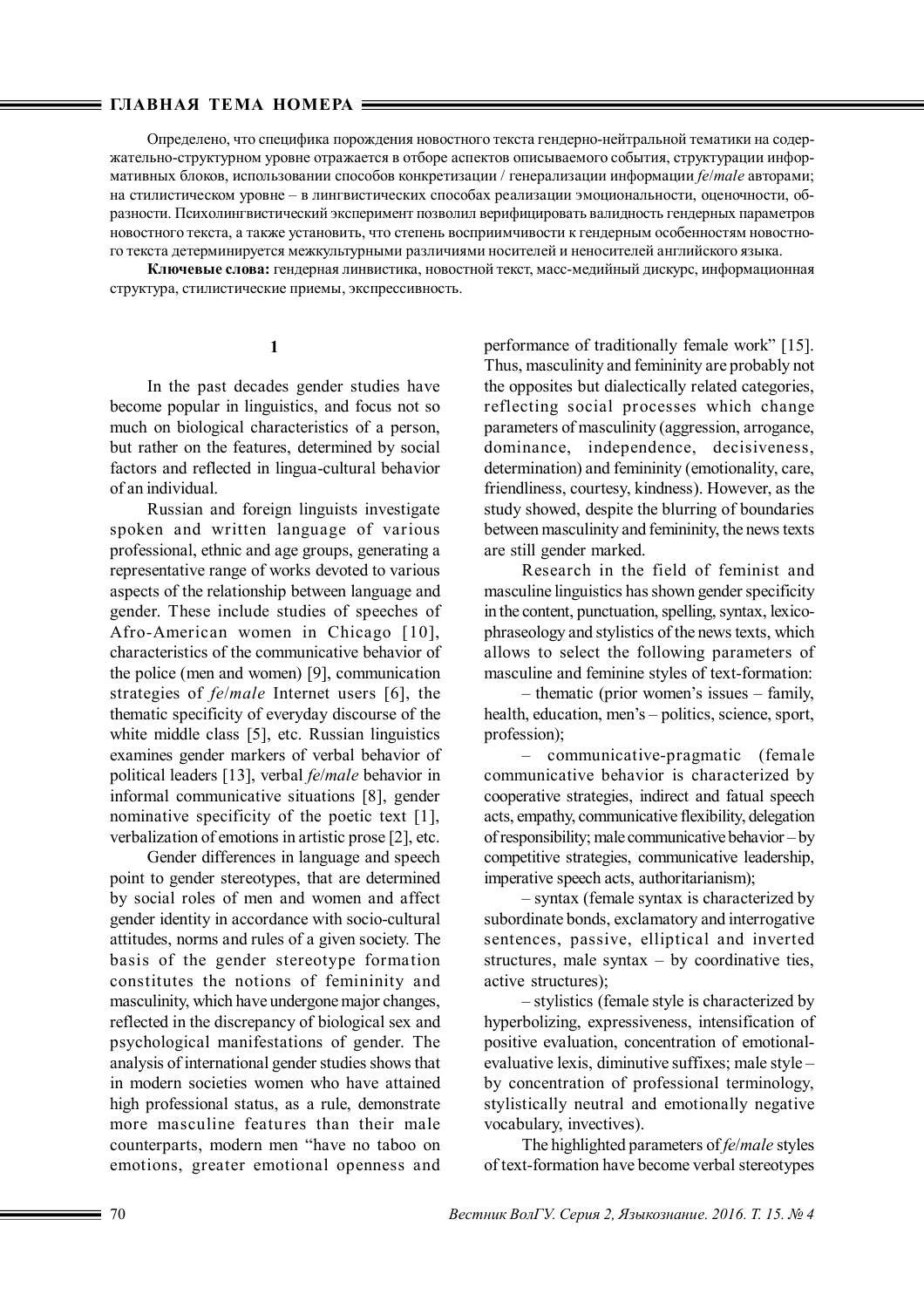Определено, что специфика порождения новостного текста гендерно-нейтральной тематики на содержательно-структурном уровне отражается в отборе аспектов описываемого события, структурации информативных блоков, использовании способов конкретизации / генерализации информации *fe/male* авторами; на стилистическом уровне – в лингвистических способах реализации эмоциональности, оценочности, образности. Психолингвистический эксперимент позволил верифицировать валидность гендерных параметров новостного текста, а также установить, что степень восприимчивости к гендерным особенностям новостного текста детерминируется межкультурными различиями носителей и неносителей английского языка.

**Ключевые слова:** гендерная линвистика, новостной текст, масс-медийный дискурс, информационная структура, стилистические приемы, экспрессивность.

## 1

In the past decades gender studies have become popular in linguistics, and focus not so much on biological characteristics of a person, but rather on the features, determined by social factors and reflected in lingua-cultural behavior of an individual.

Russian and foreign linguists investigate spoken and written language of various professional, ethnic and age groups, generating a representative range of works devoted to various aspects of the relationship between language and gender. These include studies of speeches of Afro-American women in Chicago [10], characteristics of the communicative behavior of the police (men and women) [9], communication strategies of *fe/male* Internet users [6], the thematic specificity of everyday discourse of the white middle class [5], etc. Russian linguistics examines gender markers of verbal behavior of political leaders [13], verbal *fe/male* behavior in informal communicative situations [8], gender nominative specificity of the poetic text [1], verbalization of emotions in artistic prose [2], etc.

Gender differences in language and speech point to gender stereotypes, that are determined by social roles of men and women and affect gender identity in accordance with socio-cultural attitudes, norms and rules of a given society. The basis of the gender stereotype formation constitutes the notions of femininity and masculinity, which have undergone major changes, reflected in the discrepancy of biological sex and psychological manifestations of gender. The analysis of international gender studies shows that in modern societies women who have attained high professional status, as a rule, demonstrate more masculine features than their male counterparts, modern men "have no taboo on emotions, greater emotional openness and performance of traditionally female work" [15]. Thus, masculinity and femininity are probably not the opposites but dialectically related categories, reflecting social processes which change parameters of masculinity (aggression, arrogance, dominance, independence, decisiveness, determination) and femininity (emotionality, care, friendliness, courtesy, kindness). However, as the study showed, despite the blurring of boundaries between masculinity and femininity, the news texts are still gender marked.

Research in the field of feminist and masculine linguistics has shown gender specificity in the content, punctuation, spelling, syntax, lexico-phraseology and stylistics of the news texts, which allows to select the following parameters of masculine and feminine styles of text-formation:

– thematic (prior women's issues – family, health, education, men's – politics, science, sport, profession);

– communicative-pragmatic (female communicative behavior is characterized by cooperative strategies, indirect and fatual speech acts, empathy, communicative flexibility, delegation of responsibility; male communicative behavior – by competitive strategies, communicative leadership, imperative speech acts, authoritarianism);

– syntax (female syntax is characterized by subordinate bonds, exclamatory and interrogative sentences, passive, elliptical and inverted structures, male syntax – by coordinative ties, active structures);

– stylistics (female style is characterized by hyperbolizing, expressiveness, intensification of positive evaluation, concentration of emotional-evaluative lexis, diminutive suffixes; male style – by concentration of professional terminology, stylistically neutral and emotionally negative vocabulary, invectives).

The highlighted parameters of *fe/male* styles of text-formation have become verbal stereotypes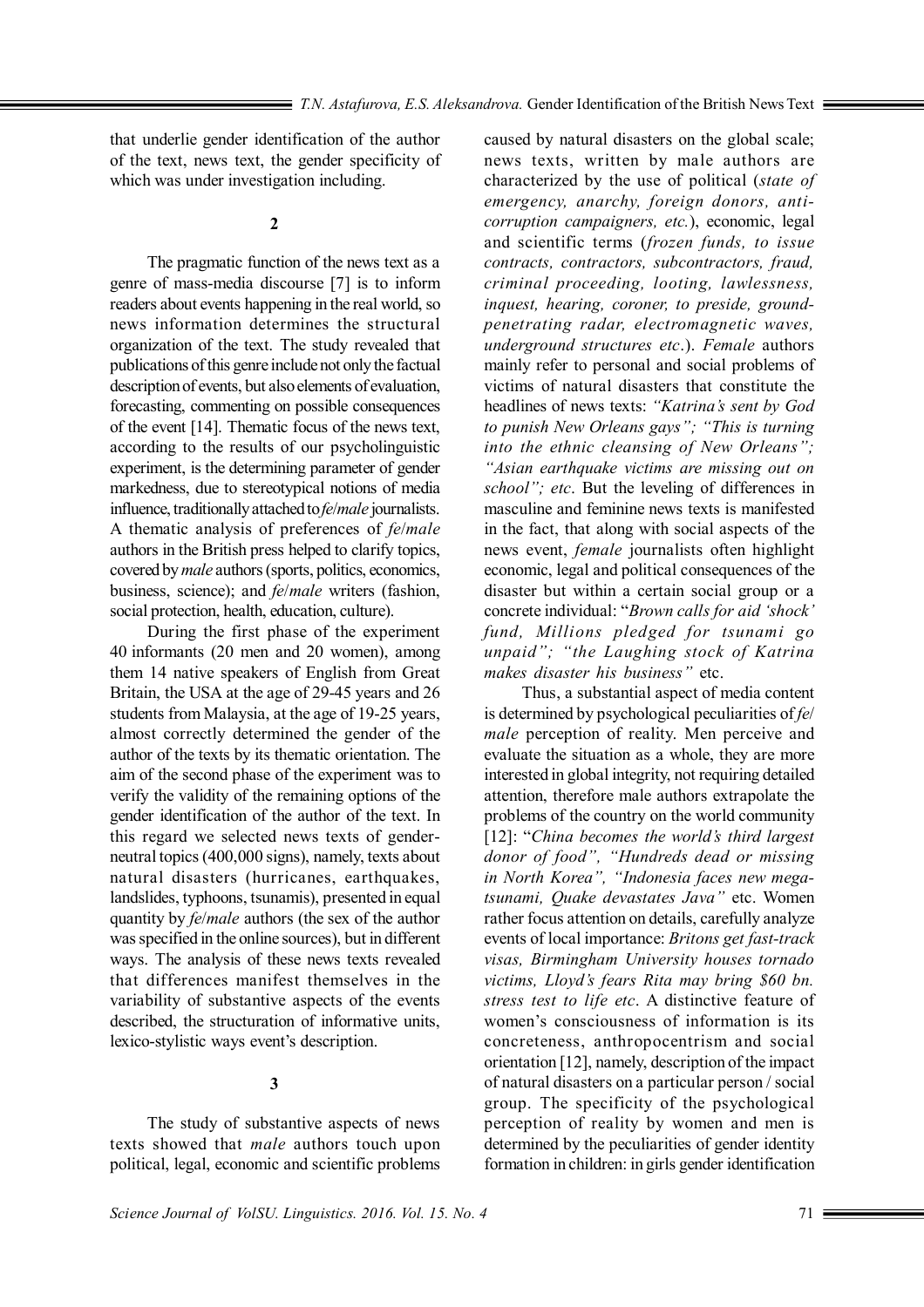that underlie gender identification of the author of the text, news text, the gender specificity of which was under investigation including.

**2**

The pragmatic function of the news text as a genre of mass-media discourse [7] is to inform readers about events happening in the real world, so news information determines the structural organization of the text. The study revealed that publications of this genre include not only the factual description of events, but also elements of evaluation, forecasting, commenting on possible consequences of the event [14]. Thematic focus of the news text, according to the results of our psycholinguistic experiment, is the determining parameter of gender markedness, due to stereotypical notions of media influence, traditionally attached to *fe*/*male* journalists. A thematic analysis of preferences of *fe*/*male* authors in the British press helped to clarify topics, covered by *male* authors (sports, politics, economics, business, science); and *fe*/*male* writers (fashion, social protection, health, education, culture).

During the first phase of the experiment 40 informants (20 men and 20 women), among them 14 native speakers of English from Great Britain, the USA at the age of 29-45 years and 26 students from Malaysia, at the age of 19-25 years, almost correctly determined the gender of the author of the texts by its thematic orientation. The aim of the second phase of the experiment was to verify the validity of the remaining options of the gender identification of the author of the text. In this regard we selected news texts of gender-neutral topics (400,000 signs), namely, texts about natural disasters (hurricanes, earthquakes, landslides, typhoons, tsunamis), presented in equal quantity by *fe*/*male* authors (the sex of the author was specified in the online sources), but in different ways. The analysis of these news texts revealed that differences manifest themselves in the variability of substantive aspects of the events described, the structuration of informative units, lexico-stylistic ways event's description.

**3**

The study of substantive aspects of news texts showed that *male* authors touch upon political, legal, economic and scientific problems caused by natural disasters on the global scale; news texts, written by male authors are characterized by the use of political (*state of emergency, anarchy, foreign donors, anti-corruption campaigners, etc.*), economic, legal and scientific terms (*frozen funds, to issue contracts, contractors, subcontractors, fraud, criminal proceeding, looting, lawlessness, inquest, hearing, coroner, to preside, ground-penetrating radar, electromagnetic waves, underground structures etc*.). *Female* authors mainly refer to personal and social problems of victims of natural disasters that constitute the headlines of news texts: *"Katrina's sent by God to punish New Orleans gays"; "This is turning into the ethnic cleansing of New Orleans"; "Asian earthquake victims are missing out on school"; etc*. But the leveling of differences in masculine and feminine news texts is manifested in the fact, that along with social aspects of the news event, *female* journalists often highlight economic, legal and political consequences of the disaster but within a certain social group or a concrete individual: "*Brown calls for aid 'shock' fund, Millions pledged for tsunami go unpaid"; "the Laughing stock of Katrina makes disaster his business"* etc.

Thus, a substantial aspect of media content is determined by psychological peculiarities of *fe*/*male* perception of reality. Men perceive and evaluate the situation as a whole, they are more interested in global integrity, not requiring detailed attention, therefore male authors extrapolate the problems of the country on the world community [12]: "*China becomes the world's third largest donor of food", "Hundreds dead or missing in North Korea", "Indonesia faces new mega-tsunami, Quake devastates Java"* etc. Women rather focus attention on details, carefully analyze events of local importance: *Britons get fast-track visas, Birmingham University houses tornado victims, Lloyd's fears Rita may bring $60 bn. stress test to life etc*. A distinctive feature of women's consciousness of information is its concreteness, anthropocentrism and social orientation [12], namely, description of the impact of natural disasters on a particular person / social group. The specificity of the psychological perception of reality by women and men is determined by the peculiarities of gender identity formation in children: in girls gender identification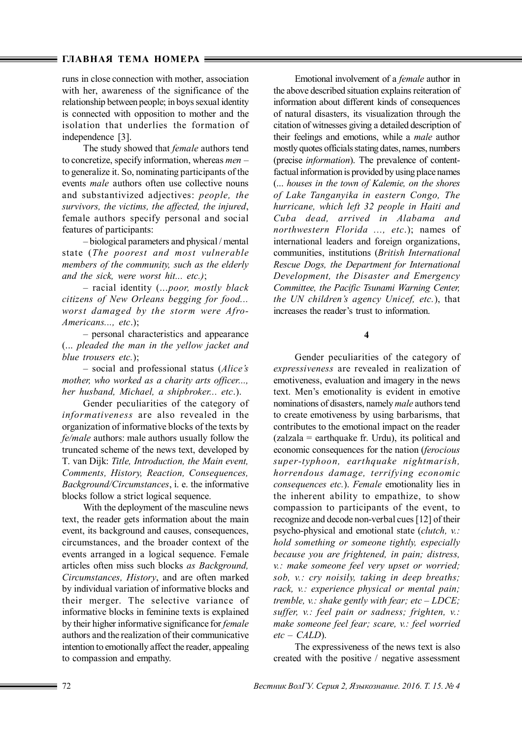runs in close connection with mother, association with her, awareness of the significance of the relationship between people; in boys sexual identity is connected with opposition to mother and the isolation that underlies the formation of independence [3].

The study showed that *female* authors tend to concretize, specify information, whereas *men* – to generalize it. So, nominating participants of the events *male* authors often use collective nouns and substantivized adjectives: *people, the survivors, the victims, the affected, the injured*, female authors specify personal and social features of participants:

– biological parameters and physical / mental state (*The poorest and most vulnerable members of the community, such as the elderly and the sick, were worst hit... etc.)*;

– racial identity (*...poor, mostly black citizens of New Orleans begging for food... worst damaged by the storm were Afro-Americans..., etc*.);

– personal characteristics and appearance (*... pleaded the man in the yellow jacket and blue trousers etc.*);

– social and professional status (*Alice's mother, who worked as a charity arts officer..., her husband, Michael, a shipbroker... etc*.).

Gender peculiarities of the category of *informativeness* are also revealed in the organization of informative blocks of the texts by *fe/male* authors: male authors usually follow the truncated scheme of the news text, developed by T. van Dijk: *Title, Introduction, the Main event, Comments, History, Reaction, Consequences, Background/Circumstances*, i. e. the informative blocks follow a strict logical sequence.

With the deployment of the masculine news text, the reader gets information about the main event, its background and causes, consequences, circumstances, and the broader context of the events arranged in a logical sequence. Female articles often miss such blocks *as Background, Circumstances, History*, and are often marked by individual variation of informative blocks and their merger. The selective variance of informative blocks in feminine texts is explained by their higher informative significance for *female* authors and the realization of their communicative intention to emotionally affect the reader, appealing to compassion and empathy.

Emotional involvement of a *female* author in the above described situation explains reiteration of information about different kinds of consequences of natural disasters, its visualization through the citation of witnesses giving a detailed description of their feelings and emotions, while a *male* author mostly quotes officials stating dates, names, numbers (precise *information*). The prevalence of content-factual information is provided by using place names (*... houses in the town of Kalemie, on the shores of Lake Tanganyika in eastern Congo, The hurricane, which left 32 people in Haiti and Cuba dead, arrived in Alabama and northwestern Florida ..., etc*.); names of international leaders and foreign organizations, communities, institutions (*British International Rescue Dogs, the Department for International Development, the Disaster and Emergency Committee, the Pacific Tsunami Warning Center, the UN children's agency Unicef, etc.*), that increases the reader's trust to information.

## 4

Gender peculiarities of the category of *expressiveness* are revealed in realization of emotiveness, evaluation and imagery in the news text. Men's emotionality is evident in emotive nominations of disasters, namely *male* authors tend to create emotiveness by using barbarisms, that contributes to the emotional impact on the reader (zalzala = earthquake fr. Urdu), its political and economic consequences for the nation (*ferocious super-typhoon, earthquake nightmarish, horrendous damage, terrifying economic consequences etc.*). *Female* emotionality lies in the inherent ability to empathize, to show compassion to participants of the event, to recognize and decode non-verbal cues [12] of their psycho-physical and emotional state (*clutch, v.: hold something or someone tightly, especially because you are frightened, in pain; distress, v.: make someone feel very upset or worried; sob, v.: cry noisily, taking in deep breaths; rack, v.: experience physical or mental pain; tremble, v.: shake gently with fear; etc – LDCE; suffer, v.: feel pain or sadness; frighten, v.: make someone feel fear; scare, v.: feel worried etc – CALD*).

The expressiveness of the news text is also created with the positive / negative assessment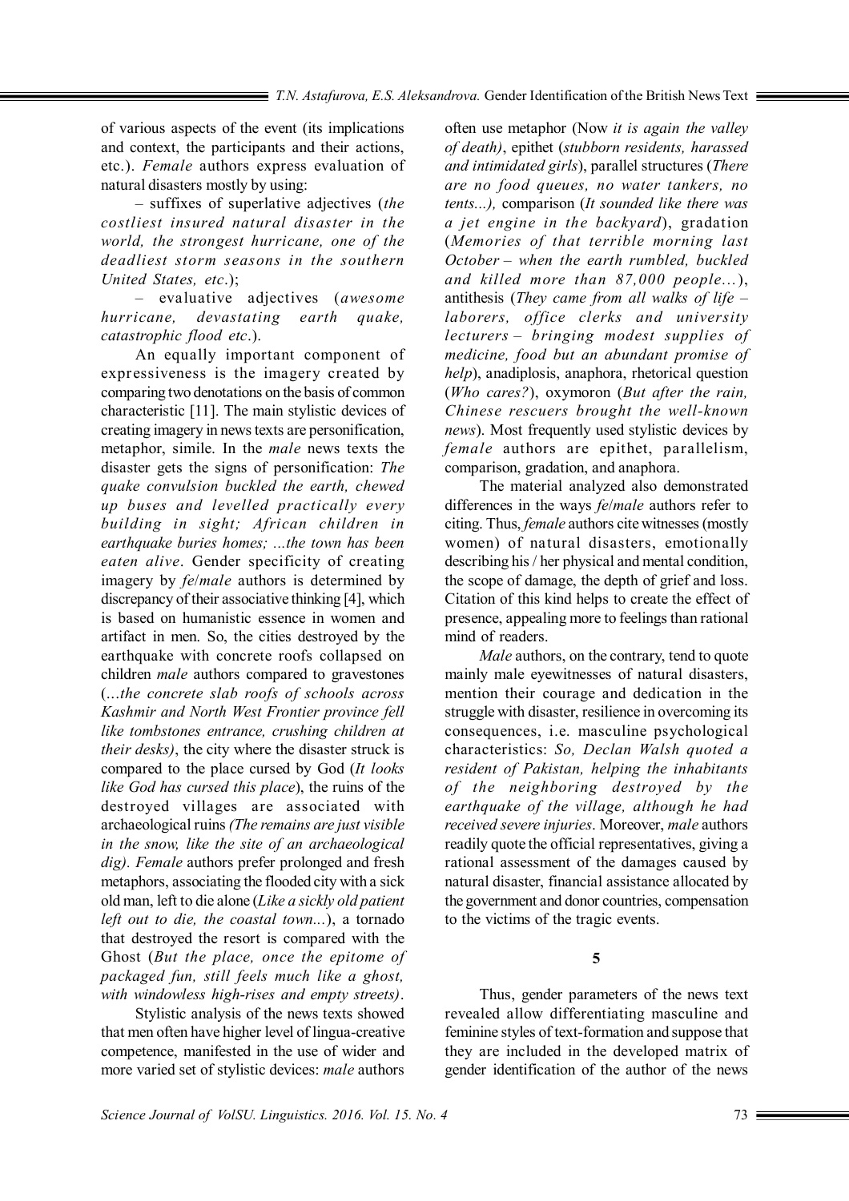of various aspects of the event (its implications and context, the participants and their actions, etc.). *Female* authors express evaluation of natural disasters mostly by using:

– suffixes of superlative adjectives (*the costliest insured natural disaster in the world, the strongest hurricane, one of the deadliest storm seasons in the southern United States, etc*.);

– evaluative adjectives (*awesome hurricane, devastating earth quake, catastrophic flood etc*.).

An equally important component of expressiveness is the imagery created by comparing two denotations on the basis of common characteristic [11]. The main stylistic devices of creating imagery in news texts are personification, metaphor, simile. In the *male* news texts the disaster gets the signs of personification: *The quake convulsion buckled the earth, chewed up buses and levelled practically every building in sight; African children in earthquake buries homes; ...the town has been eaten alive*. Gender specificity of creating imagery by *fe*/*male* authors is determined by discrepancy of their associative thinking [4], which is based on humanistic essence in women and artifact in men. So, the cities destroyed by the earthquake with concrete roofs collapsed on children *male* authors compared to gravestones (*...the concrete slab roofs of schools across Kashmir and North West Frontier province fell like tombstones entrance, crushing children at their desks)*, the city where the disaster struck is compared to the place cursed by God (*It looks like God has cursed this place*), the ruins of the destroyed villages are associated with archaeological ruins *(The remains are just visible in the snow, like the site of an archaeological dig)*. *Female* authors prefer prolonged and fresh metaphors, associating the flooded city with a sick old man, left to die alone (*Like a sickly old patient left out to die, the coastal town...*), a tornado that destroyed the resort is compared with the Ghost (*But the place, once the epitome of packaged fun, still feels much like a ghost, with windowless high-rises and empty streets)*.

Stylistic analysis of the news texts showed that men often have higher level of lingua-creative competence, manifested in the use of wider and more varied set of stylistic devices: *male* authors often use metaphor (Now *it is again the valley of death)*, epithet (*stubborn residents, harassed and intimidated girls*), parallel structures (*There are no food queues, no water tankers, no tents...),* comparison (*It sounded like there was a jet engine in the backyard*), gradation (*Memories of that terrible morning last October – when the earth rumbled, buckled and killed more than 87,000 people…*), antithesis (*They came from all walks of life – laborers, office clerks and university lecturers – bringing modest supplies of medicine, food but an abundant promise of help*), anadiplosis, anaphora, rhetorical question (*Who cares?*), oxymoron (*But after the rain, Chinese rescuers brought the well-known news*). Most frequently used stylistic devices by *female* authors are epithet, parallelism, comparison, gradation, and anaphora.

The material analyzed also demonstrated differences in the ways *fe*/*male* authors refer to citing. Thus, *female* authors cite witnesses (mostly women) of natural disasters, emotionally describing his / her physical and mental condition, the scope of damage, the depth of grief and loss. Citation of this kind helps to create the effect of presence, appealing more to feelings than rational mind of readers.

*Male* authors, on the contrary, tend to quote mainly male eyewitnesses of natural disasters, mention their courage and dedication in the struggle with disaster, resilience in overcoming its consequences, i.e. masculine psychological characteristics: *So, Declan Walsh quoted a resident of Pakistan, helping the inhabitants of the neighboring destroyed by the earthquake of the village, although he had received severe injuries*. Moreover, *male* authors readily quote the official representatives, giving a rational assessment of the damages caused by natural disaster, financial assistance allocated by the government and donor countries, compensation to the victims of the tragic events.

**5**

Thus, gender parameters of the news text revealed allow differentiating masculine and feminine styles of text-formation and suppose that they are included in the developed matrix of gender identification of the author of the news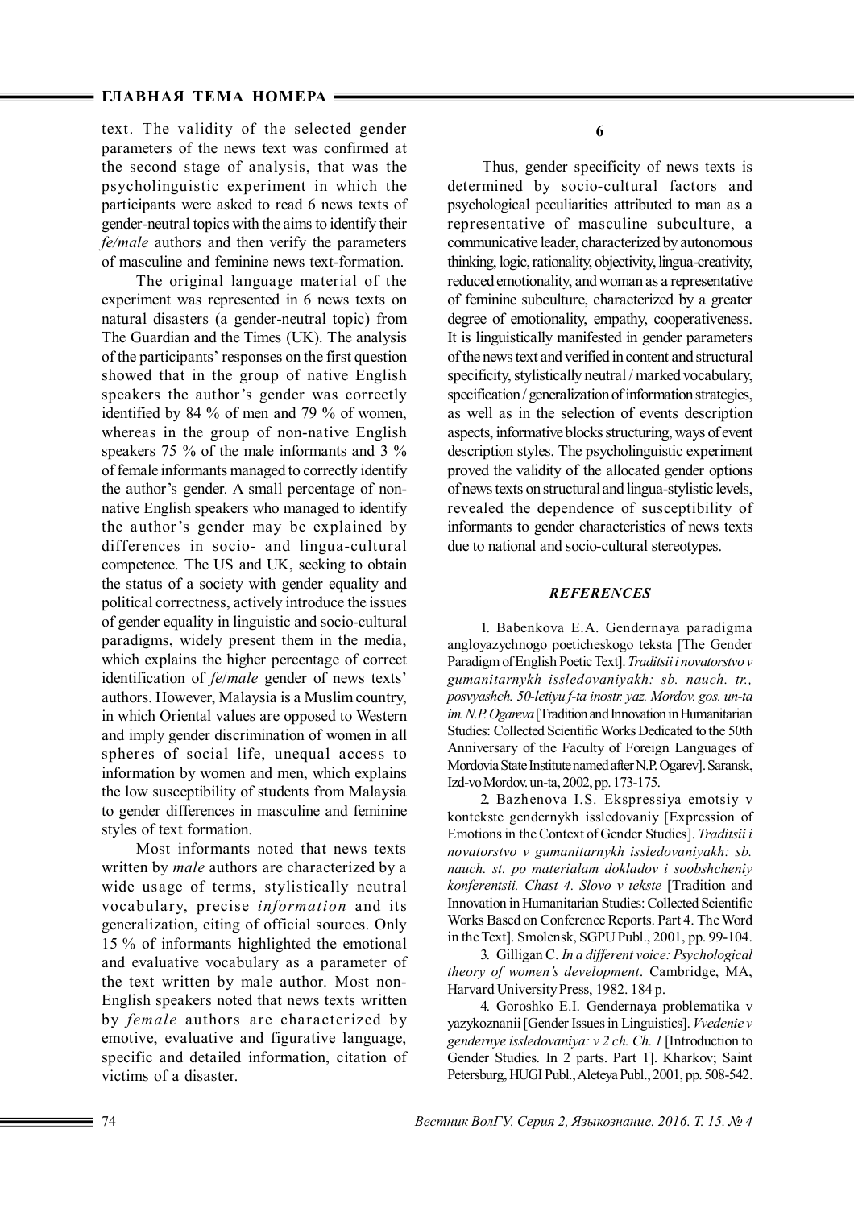text. The validity of the selected gender parameters of the news text was confirmed at the second stage of analysis, that was the psycholinguistic experiment in which the participants were asked to read 6 news texts of gender-neutral topics with the aims to identify their *fe/male* authors and then verify the parameters of masculine and feminine news text-formation.

The original language material of the experiment was represented in 6 news texts on natural disasters (a gender-neutral topic) from The Guardian and the Times (UK). The analysis of the participants' responses on the first question showed that in the group of native English speakers the author's gender was correctly identified by 84 % of men and 79 % of women, whereas in the group of non-native English speakers 75 % of the male informants and 3 % of female informants managed to correctly identify the author's gender. A small percentage of non-native English speakers who managed to identify the author's gender may be explained by differences in socio- and lingua-cultural competence. The US and UK, seeking to obtain the status of a society with gender equality and political correctness, actively introduce the issues of gender equality in linguistic and socio-cultural paradigms, widely present them in the media, which explains the higher percentage of correct identification of *fe*/*male* gender of news texts' authors. However, Malaysia is a Muslim country, in which Oriental values are opposed to Western and imply gender discrimination of women in all spheres of social life, unequal access to information by women and men, which explains the low susceptibility of students from Malaysia to gender differences in masculine and feminine styles of text formation.

Most informants noted that news texts written by *male* authors are characterized by a wide usage of terms, stylistically neutral vocabulary, precise *information* and its generalization, citing of official sources. Only 15 % of informants highlighted the emotional and evaluative vocabulary as a parameter of the text written by male author. Most non-English speakers noted that news texts written by *female* authors are characterized by emotive, evaluative and figurative language, specific and detailed information, citation of victims of a disaster.

**6**

Thus, gender specificity of news texts is determined by socio-cultural factors and psychological peculiarities attributed to man as a representative of masculine subculture, a communicative leader, characterized by autonomous thinking, logic, rationality, objectivity, lingua-creativity, reduced emotionality, and woman as a representative of feminine subculture, characterized by a greater degree of emotionality, empathy, cooperativeness. It is linguistically manifested in gender parameters of the news text and verified in content and structural specificity, stylistically neutral / marked vocabulary, specification / generalization of information strategies, as well as in the selection of events description aspects, informative blocks structuring, ways of event description styles. The psycholinguistic experiment proved the validity of the allocated gender options of news texts on structural and lingua-stylistic levels, revealed the dependence of susceptibility of informants to gender characteristics of news texts due to national and socio-cultural stereotypes.

***REFERENCES***

1. Babenkova E.A. Gendernaya paradigma angloyazychnogo poeticheskogo teksta [The Gender Paradigm of English Poetic Text]. *Traditsii i novatorstvo v gumanitarnykh issledovaniyakh: sb. nauch. tr., posvyashch. 50-letiyu f-ta inostr. yaz. Mordov. gos. un-ta im. N.P. Ogareva* [Tradition and Innovation in Humanitarian Studies: Collected Scientific Works Dedicated to the 50th Anniversary of the Faculty of Foreign Languages of Mordovia State Institute named after N.P. Ogarev]. Saransk, Izd-vo Mordov. un-ta, 2002, pp. 173-175.

2. Bazhenova I.S. Ekspressiya emotsiy v kontekste gendernykh issledovaniy [Expression of Emotions in the Context of Gender Studies]. *Traditsii i novatorstvo v gumanitarnykh issledovaniyakh: sb. nauch. st. po materialam dokladov i soobshcheniy konferentsii. Chast 4. Slovo v tekste* [Tradition and Innovation in Humanitarian Studies: Collected Scientific Works Based on Conference Reports. Part 4. The Word in the Text]. Smolensk, SGPU Publ., 2001, pp. 99-104.

3. Gilligan C. *In a different voice: Psychological theory of women's development*. Cambridge, MA, Harvard University Press, 1982. 184 p.

4. Goroshko E.I. Gendernaya problematika v yazykoznanii [Gender Issues in Linguistics]. *Vvedenie v gendernye issledovaniya: v 2 ch. Ch. 1* [Introduction to Gender Studies. In 2 parts. Part 1]. Kharkov; Saint Petersburg, HUGI Publ., Aleteya Publ., 2001, pp. 508-542.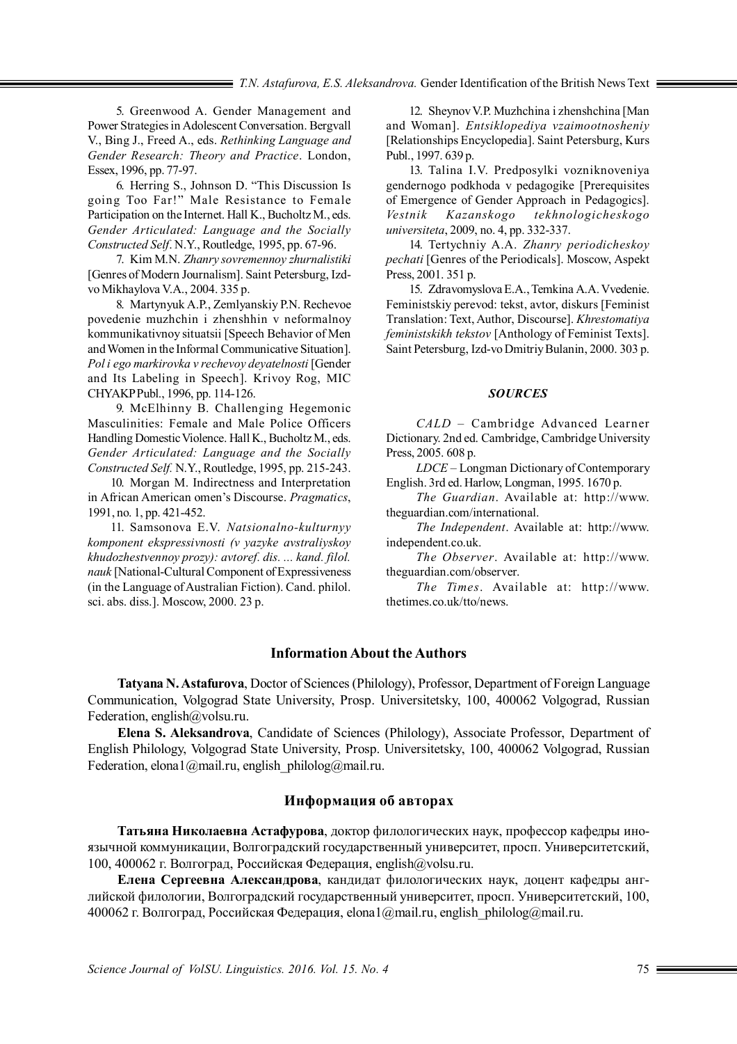5. Greenwood A. Gender Management and Power Strategies in Adolescent Conversation. Bergvall V., Bing J., Freed A., eds. *Rethinking Language and Gender Research: Theory and Practice*. London, Essex, 1996, pp. 77-97.

6. Herring S., Johnson D. "This Discussion Is going Too Far!" Male Resistance to Female Participation on the Internet. Hall K., Bucholtz M., eds. *Gender Articulated: Language and the Socially Constructed Self*. N.Y., Routledge, 1995, pp. 67-96.

7. Kim M.N. *Zhanry sovremennoy zhurnalistiki* [Genres of Modern Journalism]. Saint Petersburg, Izd-vo Mikhaylova V.A., 2004. 335 p.

8. Martynyuk A.P., Zemlyanskiy P.N. Rechevoe povedenie muzhchin i zhenshhin v neformalnoy kommunikativnoy situatsii [Speech Behavior of Men and Women in the Informal Communicative Situation]. *Pol i ego markirovka v rechevoy deyatelnosti* [Gender and Its Labeling in Speech]. Krivoy Rog, MIC CHYAKP Publ., 1996, pp. 114-126.

9. McElhinny B. Challenging Hegemonic Masculinities: Female and Male Police Officers Handling Domestic Violence. Hall K., Bucholtz M., eds. *Gender Articulated: Language and the Socially Constructed Self.* N.Y., Routledge, 1995, pp. 215-243.

10. Morgan M. Indirectness and Interpretation in African American omen's Discourse. *Pragmatics*, 1991, no. 1, pp. 421-452.

11. Samsonova E.V. *Natsionalno-kulturnyy komponent ekspressivnosti (v yazyke avstraliyskoy khudozhestvennoy prozy): avtoref. dis. ... kand. filol. nauk* [National-Cultural Component of Expressiveness (in the Language of Australian Fiction). Cand. philol. sci. abs. diss.]. Moscow, 2000. 23 p.

12. Sheynov V.P. Muzhchina i zhenshchina [Man and Woman]. *Entsiklopediya vzaimootnosheniy* [Relationships Encyclopedia]. Saint Petersburg, Kurs Publ., 1997. 639 p.

13. Talina I.V. Predposylki vozniknoveniya gendernogo podkhoda v pedagogike [Prerequisites of Emergence of Gender Approach in Pedagogics]. *Vestnik Kazanskogo tekhnologicheskogo universiteta*, 2009, no. 4, pp. 332-337.

14. Tertychniy A.A. *Zhanry periodicheskoy pechati* [Genres of the Periodicals]. Moscow, Aspekt Press, 2001. 351 p.

15. Zdravomyslova E.A., Temkina A.A. Vvedenie. Feministskiy perevod: tekst, avtor, diskurs [Feminist Translation: Text, Author, Discourse]. *Khrestomatiya feministskikh tekstov* [Anthology of Feminist Texts]. Saint Petersburg, Izd-vo Dmitriy Bulanin, 2000. 303 p.

### *SOURCES*

*CALD* – Cambridge Advanced Learner Dictionary. 2nd ed. Cambridge, Cambridge University Press, 2005. 608 p.

*LDCE* – Longman Dictionary of Contemporary English. 3rd ed. Harlow, Longman, 1995. 1670 p.

*The Guardian*. Available at: http://www.theguardian.com/international.

*The Independent*. Available at: http://www.independent.co.uk.

*The Observer*. Available at: http://www.theguardian.com/observer.

*The Times*. Available at: http://www.thetimes.co.uk/tto/news.

## Information About the Authors

**Tatyana N. Astafurova**, Doctor of Sciences (Philology), Professor, Department of Foreign Language Communication, Volgograd State University, Prosp. Universitetsky, 100, 400062 Volgograd, Russian Federation, english@volsu.ru.

**Elena S. Aleksandrova**, Candidate of Sciences (Philology), Associate Professor, Department of English Philology, Volgograd State University, Prosp. Universitetsky, 100, 400062 Volgograd, Russian Federation, elona1@mail.ru, english_philolog@mail.ru.

## Информация об авторах

**Татьяна Николаевна Астафурова**, доктор филологических наук, профессор кафедры иноязычной коммуникации, Волгоградский государственный университет, просп. Университетский, 100, 400062 г. Волгоград, Российская Федерация, english@volsu.ru.

**Елена Сергеевна Александрова**, кандидат филологических наук, доцент кафедры английской филологии, Волгоградский государственный университет, просп. Университетский, 100, 400062 г. Волгоград, Российская Федерация, elona1@mail.ru, english_philolog@mail.ru.